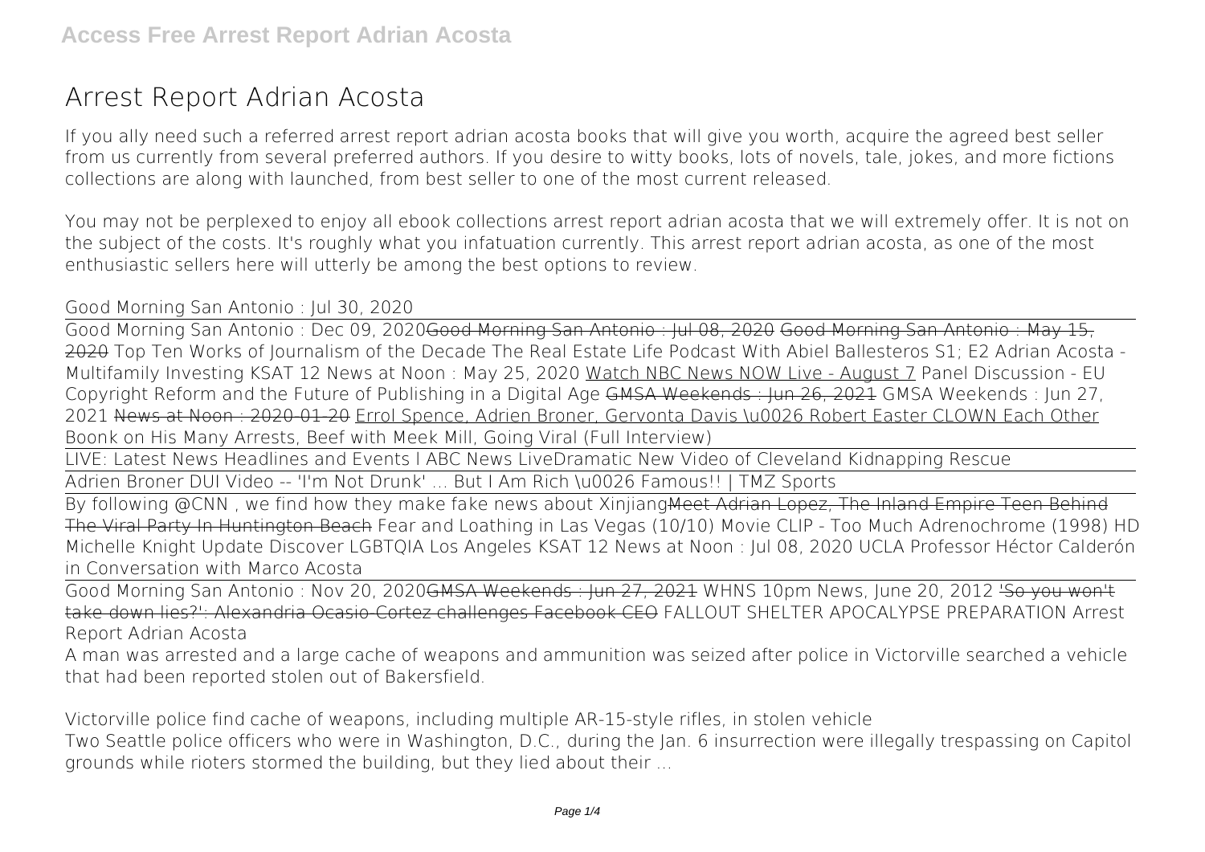# Arrest Report Adrian Acosta

If you ally need such a referred arrest report adrian acosta books that will give you worth, acquire the agreed best seller from us currently from several preferred authors. If you desire to witty books, lots of novels, tale, jokes, and more fictions collections are along with launched, from best seller to one of the most current released.

You may not be perplexed to enjoy all ebook collections arrest report adrian acosta that we will extremely offer. It is not on the subject of the costs. It's roughly what you infatuation currently. This arrest report adrian acosta, as one of the most enthusiastic sellers here will utterly be among the best options to review.

Good Morning San Antonio : Jul 30, 2020

Good Morning San Antonio : Dec 09, 2020~~Good Morning San Antonio : Jul 08, 2020~~ ~~Good Morning San Antonio : May 15, 2020~~ Top Ten Works of Journalism of the Decade The Real Estate Life Podcast With Abiel Ballesteros S1; E2 Adrian Acosta - Multifamily Investing KSAT 12 News at Noon : May 25, 2020 Watch NBC News NOW Live - August 7 Panel Discussion - EU Copyright Reform and the Future of Publishing in a Digital Age ~~GMSA Weekends : Jun 26, 2021~~ GMSA Weekends : Jun 27, 2021 ~~News at Noon : 2020-01-20~~ Errol Spence, Adrien Broner, Gervonta Davis \u0026 Robert Easter CLOWN Each Other Boonk on His Many Arrests, Beef with Meek Mill, Going Viral (Full Interview)

LIVE: Latest News Headlines and Events l ABC News LiveDramatic New Video of Cleveland Kidnapping Rescue

Adrien Broner DUI Video -- 'I'm Not Drunk' ... But I Am Rich \u0026 Famous!! | TMZ Sports

By following @CNN , we find how they make fake news about Xinjiang~~Meet Adrian Lopez, The Inland Empire Teen Behind The Viral Party In Huntington Beach~~ Fear and Loathing in Las Vegas (10/10) Movie CLIP - Too Much Adrenochrome (1998) HD Michelle Knight Update Discover LGBTQIA Los Angeles KSAT 12 News at Noon : Jul 08, 2020 UCLA Professor Héctor Calderón in Conversation with Marco Acosta

Good Morning San Antonio : Nov 20, 2020~~GMSA Weekends : Jun 27, 2021~~ WHNS 10pm News, June 20, 2012 ~~'So you won't take down lies?': Alexandria Ocasio-Cortez challenges Facebook CEO~~ FALLOUT SHELTER APOCALYPSE PREPARATION Arrest Report Adrian Acosta

A man was arrested and a large cache of weapons and ammunition was seized after police in Victorville searched a vehicle that had been reported stolen out of Bakersfield.

Victorville police find cache of weapons, including multiple AR-15-style rifles, in stolen vehicle

Two Seattle police officers who were in Washington, D.C., during the Jan. 6 insurrection were illegally trespassing on Capitol grounds while rioters stormed the building, but they lied about their ...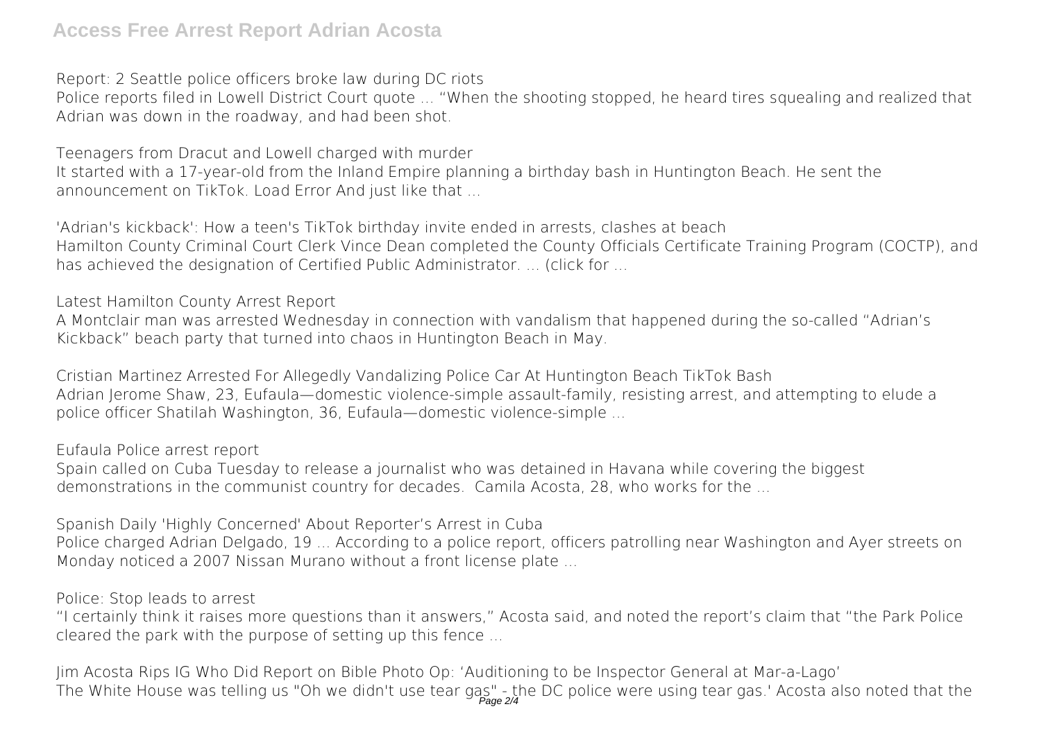**Report: 2 Seattle police officers broke law during DC riots**

Police reports filed in Lowell District Court quote ... "When the shooting stopped, he heard tires squealing and realized that Adrian was down in the roadway, and had been shot.

**Teenagers from Dracut and Lowell charged with murder**

It started with a 17-year-old from the Inland Empire planning a birthday bash in Huntington Beach. He sent the announcement on TikTok. Load Error And just like that ...

**'Adrian's kickback': How a teen's TikTok birthday invite ended in arrests, clashes at beach**

Hamilton County Criminal Court Clerk Vince Dean completed the County Officials Certificate Training Program (COCTP), and has achieved the designation of Certified Public Administrator. ... (click for ...

**Latest Hamilton County Arrest Report**

A Montclair man was arrested Wednesday in connection with vandalism that happened during the so-called "Adrian's Kickback" beach party that turned into chaos in Huntington Beach in May.

**Cristian Martinez Arrested For Allegedly Vandalizing Police Car At Huntington Beach TikTok Bash**

Adrian Jerome Shaw, 23, Eufaula—domestic violence-simple assault-family, resisting arrest, and attempting to elude a police officer Shatilah Washington, 36, Eufaula—domestic violence-simple ...

**Eufaula Police arrest report**

Spain called on Cuba Tuesday to release a journalist who was detained in Havana while covering the biggest demonstrations in the communist country for decades. Camila Acosta, 28, who works for the ...

**Spanish Daily 'Highly Concerned' About Reporter's Arrest in Cuba**

Police charged Adrian Delgado, 19 ... According to a police report, officers patrolling near Washington and Ayer streets on Monday noticed a 2007 Nissan Murano without a front license plate ...

**Police: Stop leads to arrest**

"I certainly think it raises more questions than it answers," Acosta said, and noted the report's claim that "the Park Police cleared the park with the purpose of setting up this fence ...

**Jim Acosta Rips IG Who Did Report on Bible Photo Op: 'Auditioning to be Inspector General at Mar-a-Lago'**

The White House was telling us "Oh we didn't use tear gas" - the DC police were using tear gas.' Acosta also noted that the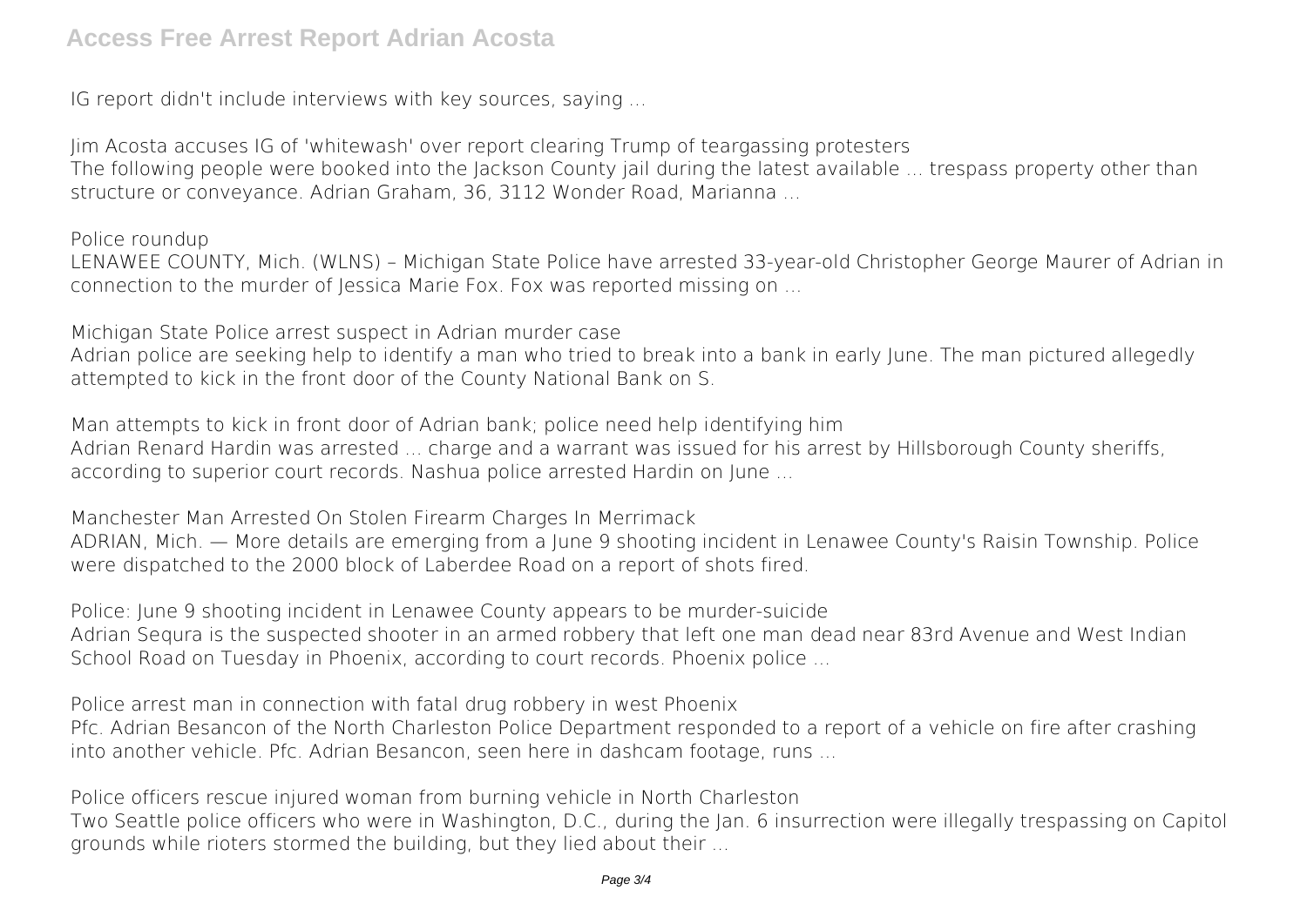IG report didn't include interviews with key sources, saying ...

*Jim Acosta accuses IG of 'whitewash' over report clearing Trump of teargassing protesters*
The following people were booked into the Jackson County jail during the latest available ... trespass property other than structure or conveyance. Adrian Graham, 36, 3112 Wonder Road, Marianna ...

*Police roundup*
LENAWEE COUNTY, Mich. (WLNS) – Michigan State Police have arrested 33-year-old Christopher George Maurer of Adrian in connection to the murder of Jessica Marie Fox. Fox was reported missing on ...

*Michigan State Police arrest suspect in Adrian murder case*
Adrian police are seeking help to identify a man who tried to break into a bank in early June. The man pictured allegedly attempted to kick in the front door of the County National Bank on S.

*Man attempts to kick in front door of Adrian bank; police need help identifying him*
Adrian Renard Hardin was arrested ... charge and a warrant was issued for his arrest by Hillsborough County sheriffs, according to superior court records. Nashua police arrested Hardin on June ...

*Manchester Man Arrested On Stolen Firearm Charges In Merrimack*
ADRIAN, Mich. — More details are emerging from a June 9 shooting incident in Lenawee County's Raisin Township. Police were dispatched to the 2000 block of Laberdee Road on a report of shots fired.

*Police: June 9 shooting incident in Lenawee County appears to be murder-suicide*
Adrian Segura is the suspected shooter in an armed robbery that left one man dead near 83rd Avenue and West Indian School Road on Tuesday in Phoenix, according to court records. Phoenix police ...

*Police arrest man in connection with fatal drug robbery in west Phoenix*
Pfc. Adrian Besancon of the North Charleston Police Department responded to a report of a vehicle on fire after crashing into another vehicle. Pfc. Adrian Besancon, seen here in dashcam footage, runs ...

*Police officers rescue injured woman from burning vehicle in North Charleston*
Two Seattle police officers who were in Washington, D.C., during the Jan. 6 insurrection were illegally trespassing on Capitol grounds while rioters stormed the building, but they lied about their ...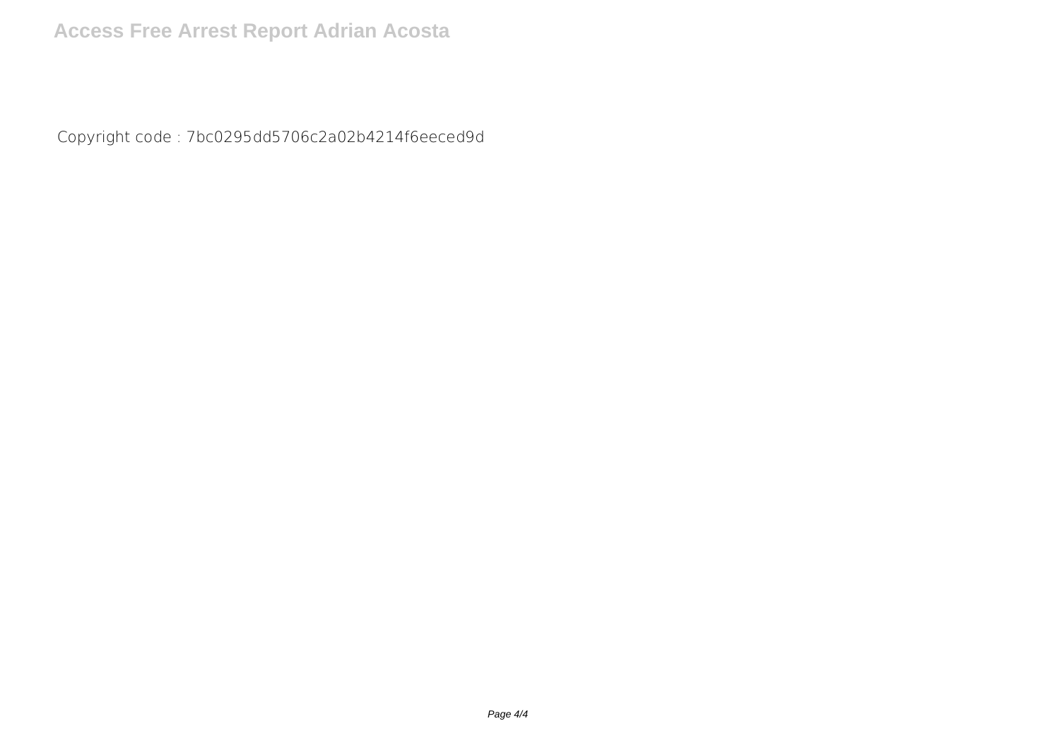Copyright code : 7bc0295dd5706c2a02b4214f6eeced9d